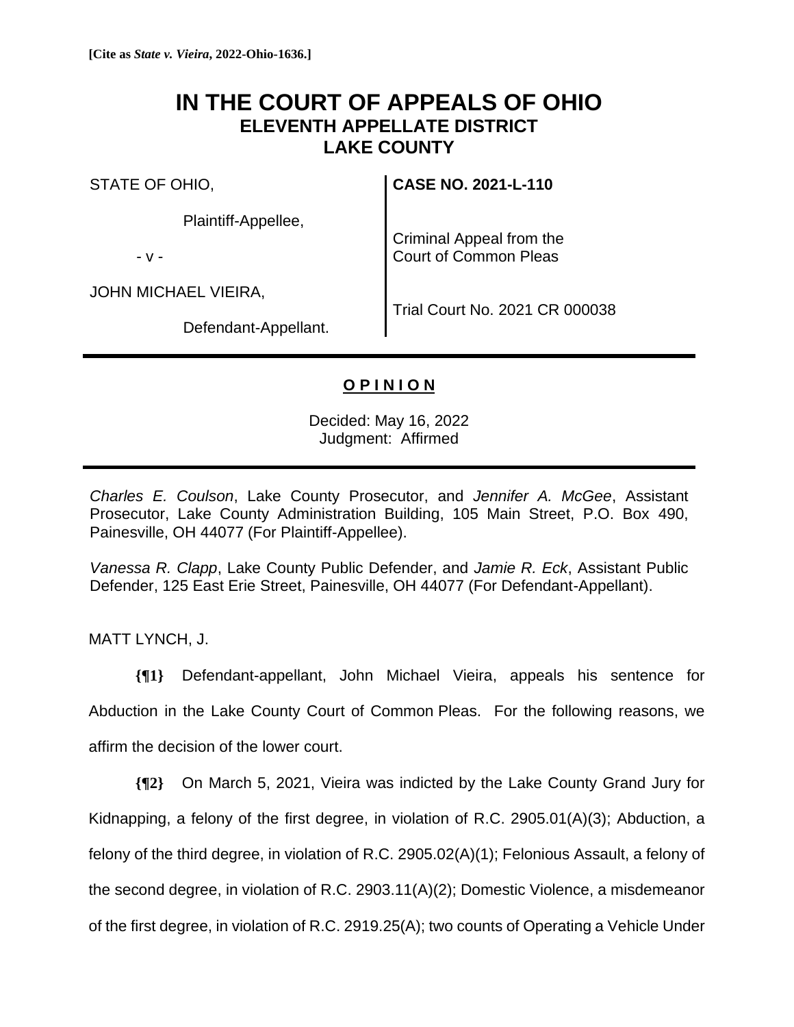**[Cite as *State v. Vieira*, 2022-Ohio-1636.]**

# IN THE COURT OF APPEALS OF OHIO
## ELEVENTH APPELLATE DISTRICT
## LAKE COUNTY

| | |
|---|---|
| STATE OF OHIO,<br><br>Plaintiff-Appellee,<br><br>- v -<br><br>JOHN MICHAEL VIEIRA,<br><br>Defendant-Appellant. | **CASE NO. 2021-L-110**<br><br>Criminal Appeal from the Court of Common Pleas<br><br>Trial Court No. 2021 CR 000038 |

**O P I N I O N**

Decided: May 16, 2022
Judgment: Affirmed

*Charles E. Coulson*, Lake County Prosecutor, and *Jennifer A. McGee*, Assistant Prosecutor, Lake County Administration Building, 105 Main Street, P.O. Box 490, Painesville, OH 44077 (For Plaintiff-Appellee).

*Vanessa R. Clapp*, Lake County Public Defender, and *Jamie R. Eck*, Assistant Public Defender, 125 East Erie Street, Painesville, OH 44077 (For Defendant-Appellant).

MATT LYNCH, J.

**{¶1}** Defendant-appellant, John Michael Vieira, appeals his sentence for Abduction in the Lake County Court of Common Pleas. For the following reasons, we affirm the decision of the lower court.

**{¶2}** On March 5, 2021, Vieira was indicted by the Lake County Grand Jury for Kidnapping, a felony of the first degree, in violation of R.C. 2905.01(A)(3); Abduction, a felony of the third degree, in violation of R.C. 2905.02(A)(1); Felonious Assault, a felony of the second degree, in violation of R.C. 2903.11(A)(2); Domestic Violence, a misdemeanor of the first degree, in violation of R.C. 2919.25(A); two counts of Operating a Vehicle Under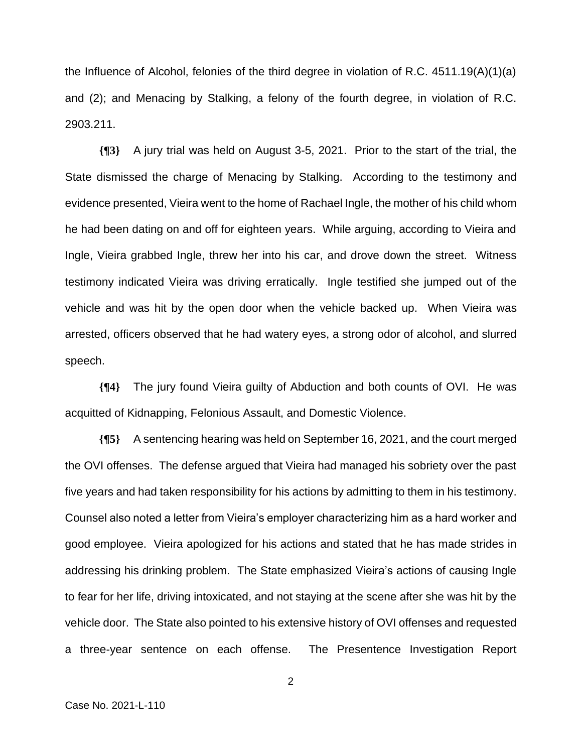the Influence of Alcohol, felonies of the third degree in violation of R.C. 4511.19(A)(1)(a) and (2); and Menacing by Stalking, a felony of the fourth degree, in violation of R.C. 2903.211.

**{¶3}** A jury trial was held on August 3-5, 2021. Prior to the start of the trial, the State dismissed the charge of Menacing by Stalking. According to the testimony and evidence presented, Vieira went to the home of Rachael Ingle, the mother of his child whom he had been dating on and off for eighteen years. While arguing, according to Vieira and Ingle, Vieira grabbed Ingle, threw her into his car, and drove down the street. Witness testimony indicated Vieira was driving erratically. Ingle testified she jumped out of the vehicle and was hit by the open door when the vehicle backed up. When Vieira was arrested, officers observed that he had watery eyes, a strong odor of alcohol, and slurred speech.

**{¶4}** The jury found Vieira guilty of Abduction and both counts of OVI. He was acquitted of Kidnapping, Felonious Assault, and Domestic Violence.

**{¶5}** A sentencing hearing was held on September 16, 2021, and the court merged the OVI offenses. The defense argued that Vieira had managed his sobriety over the past five years and had taken responsibility for his actions by admitting to them in his testimony. Counsel also noted a letter from Vieira's employer characterizing him as a hard worker and good employee. Vieira apologized for his actions and stated that he has made strides in addressing his drinking problem. The State emphasized Vieira's actions of causing Ingle to fear for her life, driving intoxicated, and not staying at the scene after she was hit by the vehicle door. The State also pointed to his extensive history of OVI offenses and requested a three-year sentence on each offense. The Presentence Investigation Report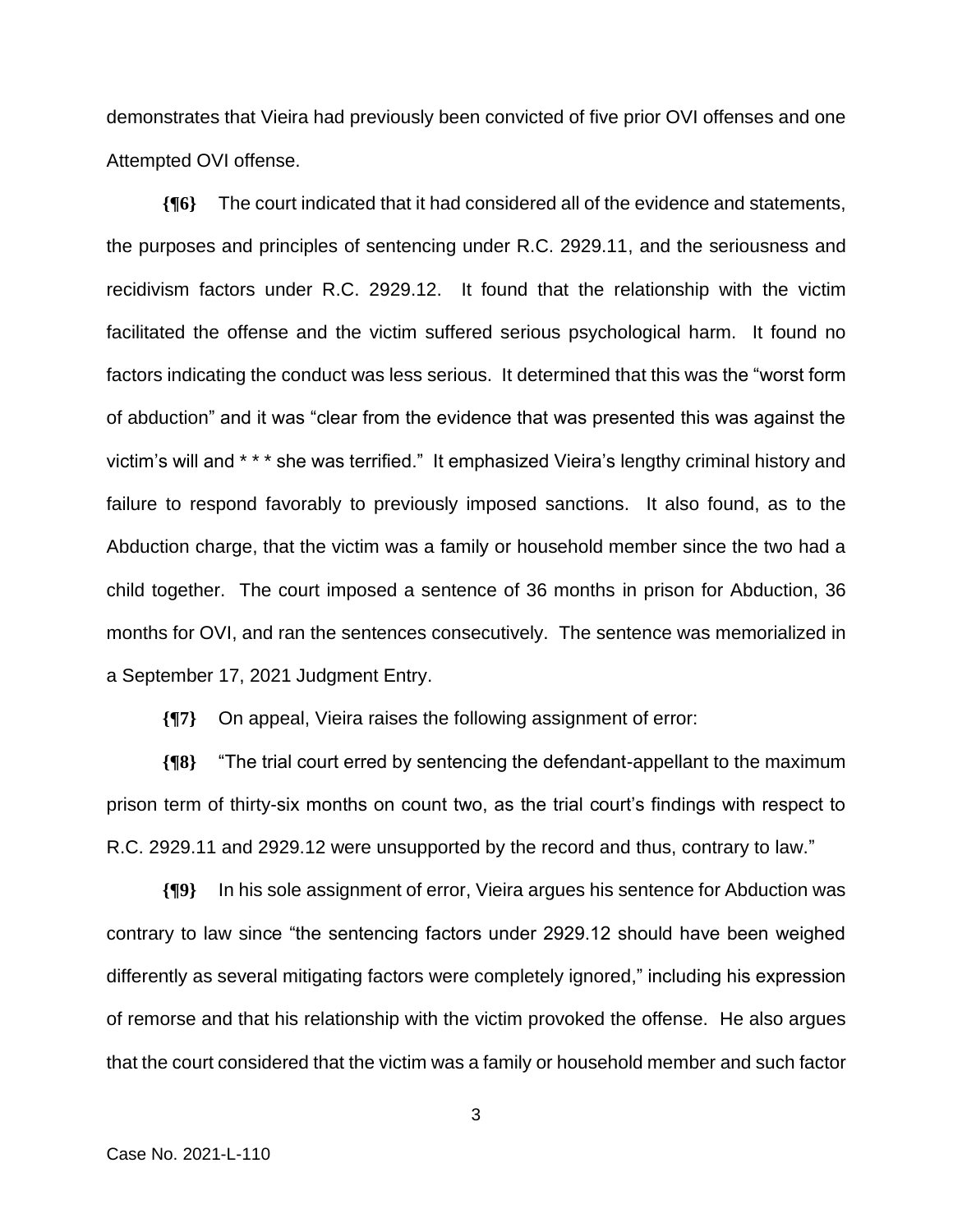demonstrates that Vieira had previously been convicted of five prior OVI offenses and one Attempted OVI offense.

**{¶6}** The court indicated that it had considered all of the evidence and statements, the purposes and principles of sentencing under R.C. 2929.11, and the seriousness and recidivism factors under R.C. 2929.12. It found that the relationship with the victim facilitated the offense and the victim suffered serious psychological harm. It found no factors indicating the conduct was less serious. It determined that this was the "worst form of abduction" and it was "clear from the evidence that was presented this was against the victim's will and * * * she was terrified." It emphasized Vieira's lengthy criminal history and failure to respond favorably to previously imposed sanctions. It also found, as to the Abduction charge, that the victim was a family or household member since the two had a child together. The court imposed a sentence of 36 months in prison for Abduction, 36 months for OVI, and ran the sentences consecutively. The sentence was memorialized in a September 17, 2021 Judgment Entry.

**{¶7}** On appeal, Vieira raises the following assignment of error:

**{¶8}** "The trial court erred by sentencing the defendant-appellant to the maximum prison term of thirty-six months on count two, as the trial court's findings with respect to R.C. 2929.11 and 2929.12 were unsupported by the record and thus, contrary to law."

**{¶9}** In his sole assignment of error, Vieira argues his sentence for Abduction was contrary to law since "the sentencing factors under 2929.12 should have been weighed differently as several mitigating factors were completely ignored," including his expression of remorse and that his relationship with the victim provoked the offense. He also argues that the court considered that the victim was a family or household member and such factor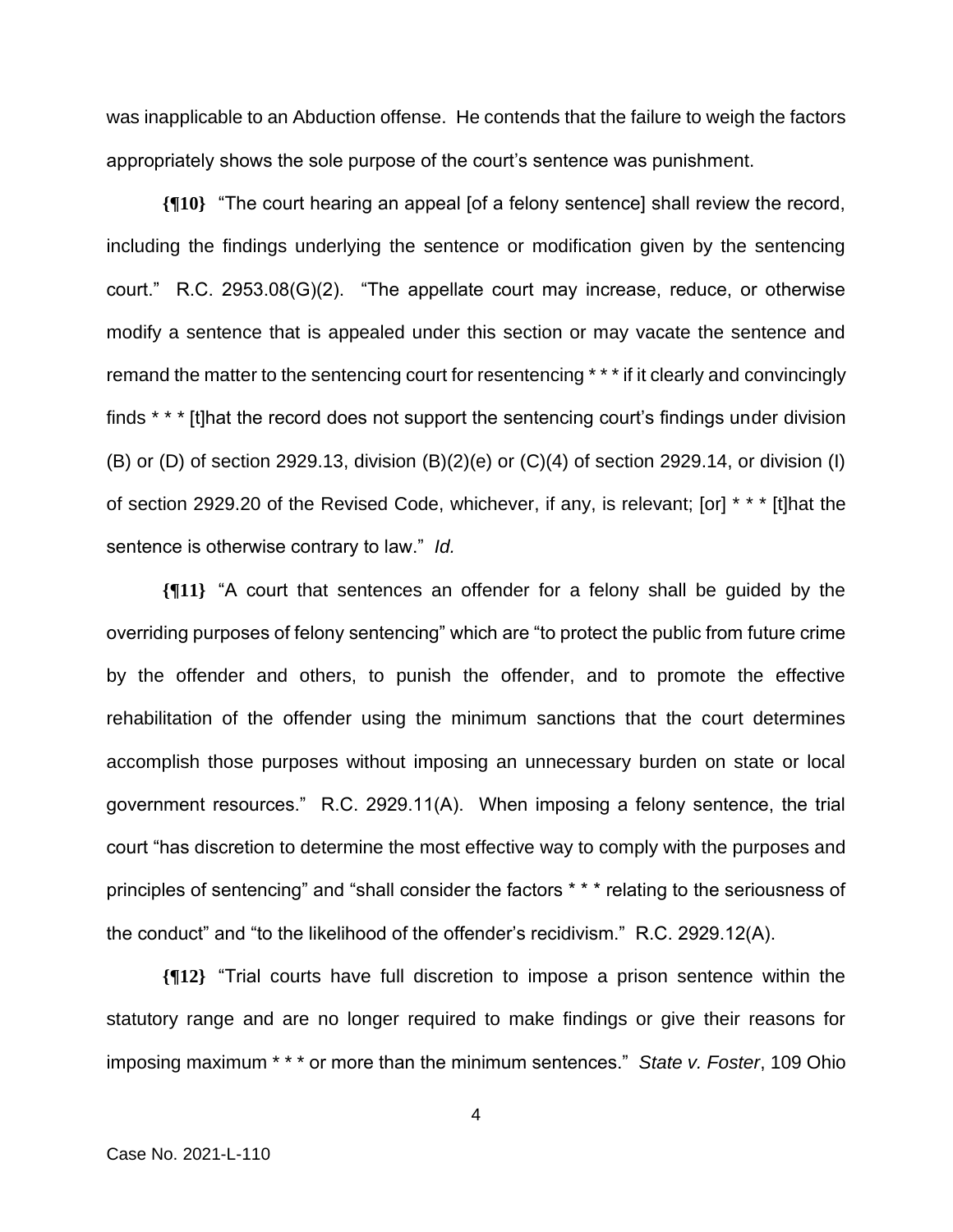was inapplicable to an Abduction offense. He contends that the failure to weigh the factors appropriately shows the sole purpose of the court's sentence was punishment.

**{¶10}** "The court hearing an appeal [of a felony sentence] shall review the record, including the findings underlying the sentence or modification given by the sentencing court." R.C. 2953.08(G)(2). "The appellate court may increase, reduce, or otherwise modify a sentence that is appealed under this section or may vacate the sentence and remand the matter to the sentencing court for resentencing * * * if it clearly and convincingly finds * * * [t]hat the record does not support the sentencing court's findings under division (B) or (D) of section 2929.13, division (B)(2)(e) or (C)(4) of section 2929.14, or division (I) of section 2929.20 of the Revised Code, whichever, if any, is relevant; [or] * * * [t]hat the sentence is otherwise contrary to law." *Id.*

**{¶11}** "A court that sentences an offender for a felony shall be guided by the overriding purposes of felony sentencing" which are "to protect the public from future crime by the offender and others, to punish the offender, and to promote the effective rehabilitation of the offender using the minimum sanctions that the court determines accomplish those purposes without imposing an unnecessary burden on state or local government resources." R.C. 2929.11(A). When imposing a felony sentence, the trial court "has discretion to determine the most effective way to comply with the purposes and principles of sentencing" and "shall consider the factors * * * relating to the seriousness of the conduct" and "to the likelihood of the offender's recidivism." R.C. 2929.12(A).

**{¶12}** "Trial courts have full discretion to impose a prison sentence within the statutory range and are no longer required to make findings or give their reasons for imposing maximum * * * or more than the minimum sentences." *State v. Foster*, 109 Ohio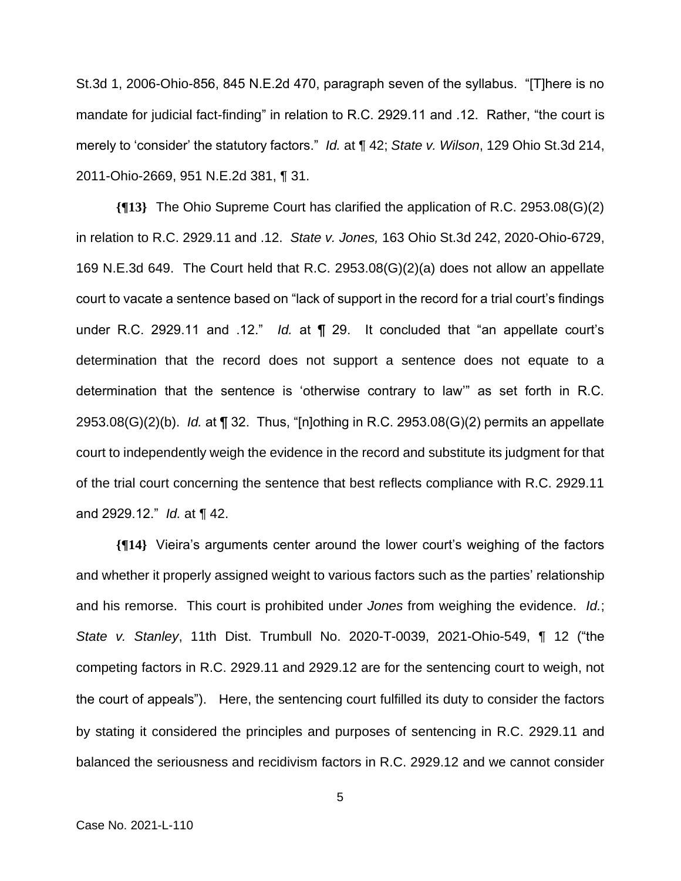St.3d 1, 2006-Ohio-856, 845 N.E.2d 470, paragraph seven of the syllabus. "[T]here is no mandate for judicial fact-finding" in relation to R.C. 2929.11 and .12. Rather, "the court is merely to 'consider' the statutory factors." *Id.* at ¶ 42; *State v. Wilson*, 129 Ohio St.3d 214, 2011-Ohio-2669, 951 N.E.2d 381, ¶ 31.

**{¶13}** The Ohio Supreme Court has clarified the application of R.C. 2953.08(G)(2) in relation to R.C. 2929.11 and .12. *State v. Jones,* 163 Ohio St.3d 242, 2020-Ohio-6729, 169 N.E.3d 649. The Court held that R.C. 2953.08(G)(2)(a) does not allow an appellate court to vacate a sentence based on "lack of support in the record for a trial court's findings under R.C. 2929.11 and .12." *Id.* at ¶ 29. It concluded that "an appellate court's determination that the record does not support a sentence does not equate to a determination that the sentence is 'otherwise contrary to law'" as set forth in R.C. 2953.08(G)(2)(b). *Id.* at ¶ 32. Thus, "[n]othing in R.C. 2953.08(G)(2) permits an appellate court to independently weigh the evidence in the record and substitute its judgment for that of the trial court concerning the sentence that best reflects compliance with R.C. 2929.11 and 2929.12." *Id.* at ¶ 42.

**{¶14}** Vieira's arguments center around the lower court's weighing of the factors and whether it properly assigned weight to various factors such as the parties' relationship and his remorse. This court is prohibited under *Jones* from weighing the evidence. *Id.*; *State v. Stanley*, 11th Dist. Trumbull No. 2020-T-0039, 2021-Ohio-549, ¶ 12 ("the competing factors in R.C. 2929.11 and 2929.12 are for the sentencing court to weigh, not the court of appeals"). Here, the sentencing court fulfilled its duty to consider the factors by stating it considered the principles and purposes of sentencing in R.C. 2929.11 and balanced the seriousness and recidivism factors in R.C. 2929.12 and we cannot consider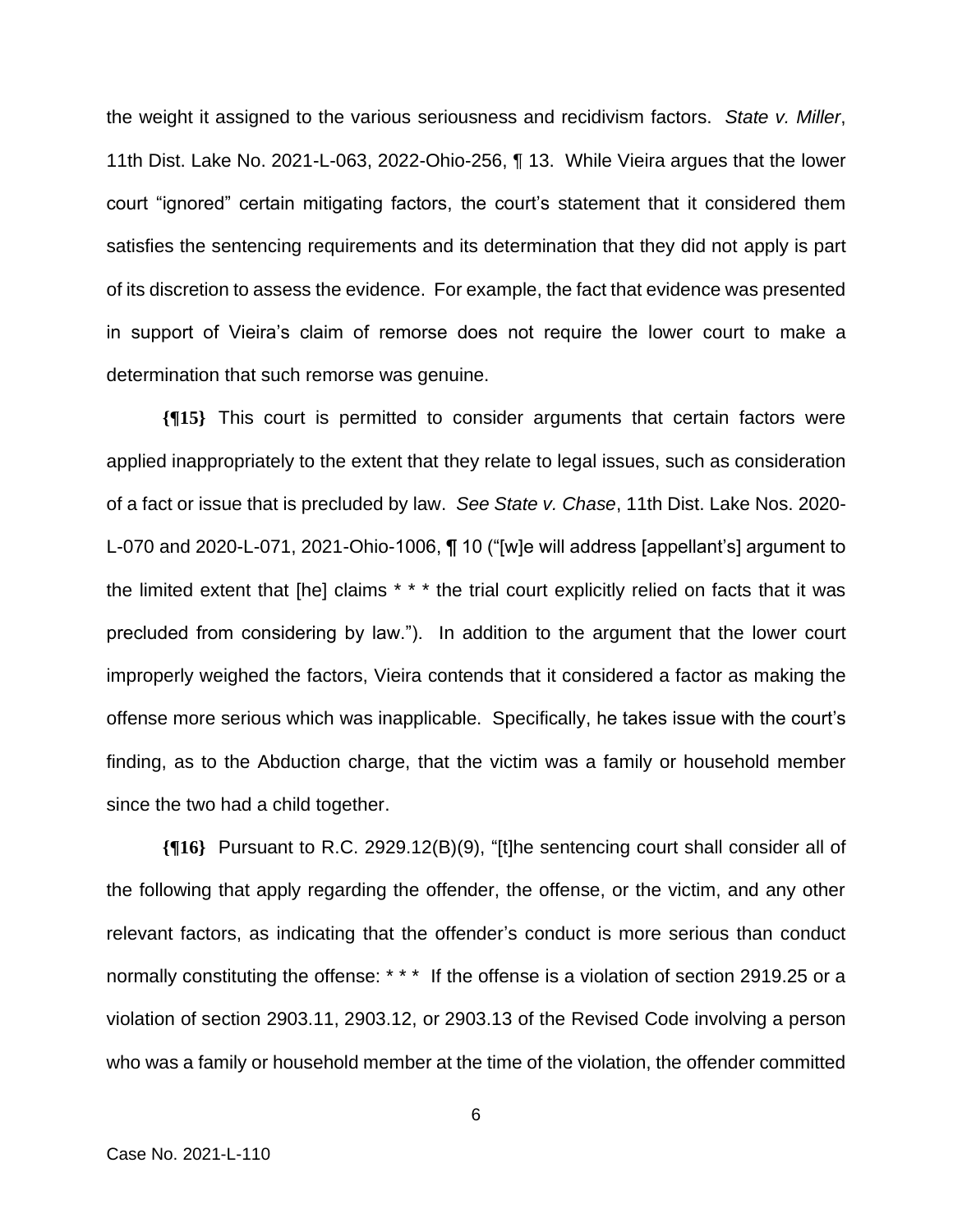the weight it assigned to the various seriousness and recidivism factors. *State v. Miller*, 11th Dist. Lake No. 2021-L-063, 2022-Ohio-256, ¶ 13. While Vieira argues that the lower court "ignored" certain mitigating factors, the court's statement that it considered them satisfies the sentencing requirements and its determination that they did not apply is part of its discretion to assess the evidence. For example, the fact that evidence was presented in support of Vieira's claim of remorse does not require the lower court to make a determination that such remorse was genuine.

**{¶15}** This court is permitted to consider arguments that certain factors were applied inappropriately to the extent that they relate to legal issues, such as consideration of a fact or issue that is precluded by law. *See State v. Chase*, 11th Dist. Lake Nos. 2020-L-070 and 2020-L-071, 2021-Ohio-1006, ¶ 10 ("[w]e will address [appellant's] argument to the limited extent that [he] claims * * * the trial court explicitly relied on facts that it was precluded from considering by law."). In addition to the argument that the lower court improperly weighed the factors, Vieira contends that it considered a factor as making the offense more serious which was inapplicable. Specifically, he takes issue with the court's finding, as to the Abduction charge, that the victim was a family or household member since the two had a child together.

**{¶16}** Pursuant to R.C. 2929.12(B)(9), "[t]he sentencing court shall consider all of the following that apply regarding the offender, the offense, or the victim, and any other relevant factors, as indicating that the offender's conduct is more serious than conduct normally constituting the offense: * * * If the offense is a violation of section 2919.25 or a violation of section 2903.11, 2903.12, or 2903.13 of the Revised Code involving a person who was a family or household member at the time of the violation, the offender committed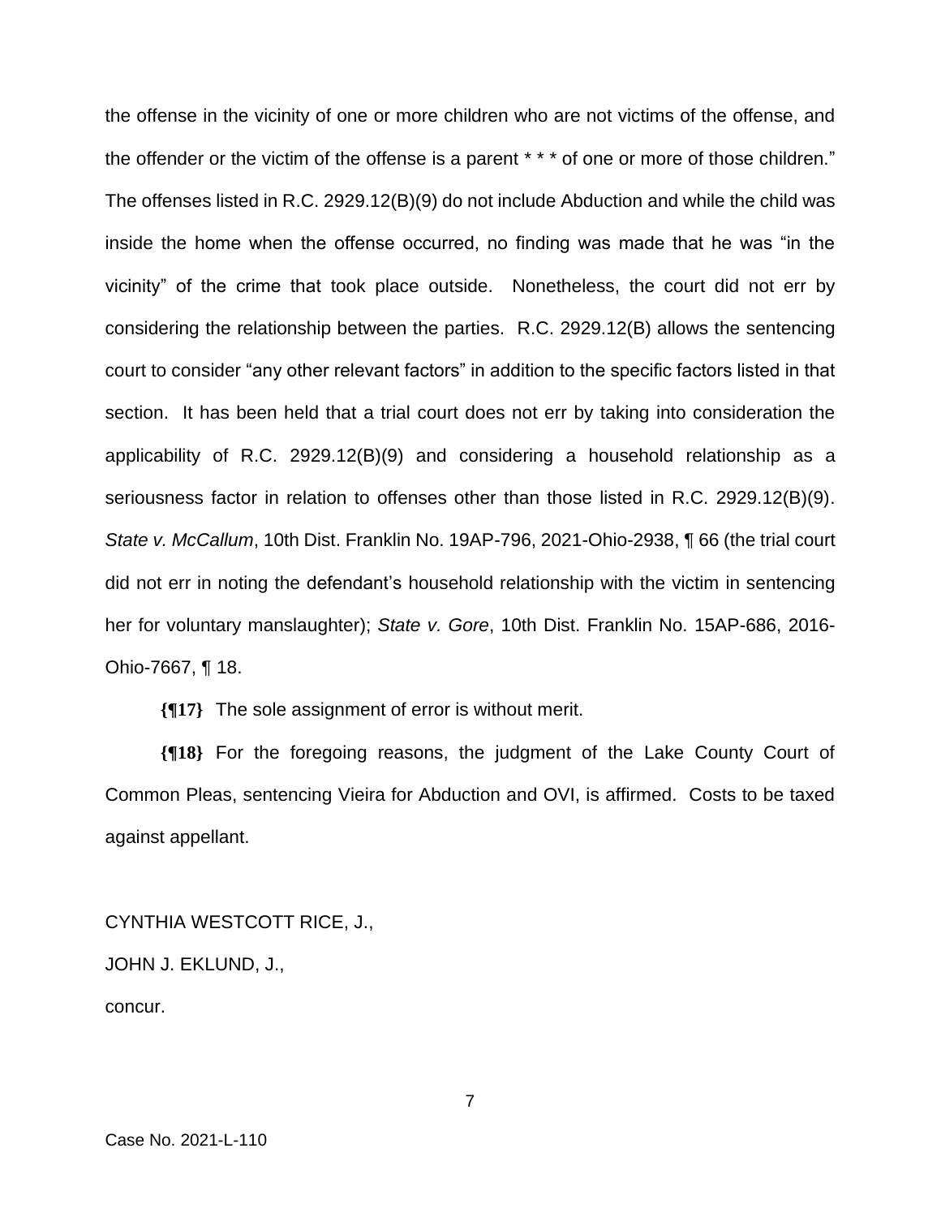the offense in the vicinity of one or more children who are not victims of the offense, and the offender or the victim of the offense is a parent * * * of one or more of those children." The offenses listed in R.C. 2929.12(B)(9) do not include Abduction and while the child was inside the home when the offense occurred, no finding was made that he was "in the vicinity" of the crime that took place outside. Nonetheless, the court did not err by considering the relationship between the parties. R.C. 2929.12(B) allows the sentencing court to consider "any other relevant factors" in addition to the specific factors listed in that section. It has been held that a trial court does not err by taking into consideration the applicability of R.C. 2929.12(B)(9) and considering a household relationship as a seriousness factor in relation to offenses other than those listed in R.C. 2929.12(B)(9). *State v. McCallum*, 10th Dist. Franklin No. 19AP-796, 2021-Ohio-2938, ¶ 66 (the trial court did not err in noting the defendant's household relationship with the victim in sentencing her for voluntary manslaughter); *State v. Gore*, 10th Dist. Franklin No. 15AP-686, 2016-Ohio-7667, ¶ 18.

**{¶17}** The sole assignment of error is without merit.

**{¶18}** For the foregoing reasons, the judgment of the Lake County Court of Common Pleas, sentencing Vieira for Abduction and OVI, is affirmed. Costs to be taxed against appellant.

CYNTHIA WESTCOTT RICE, J.,

JOHN J. EKLUND, J.,

concur.